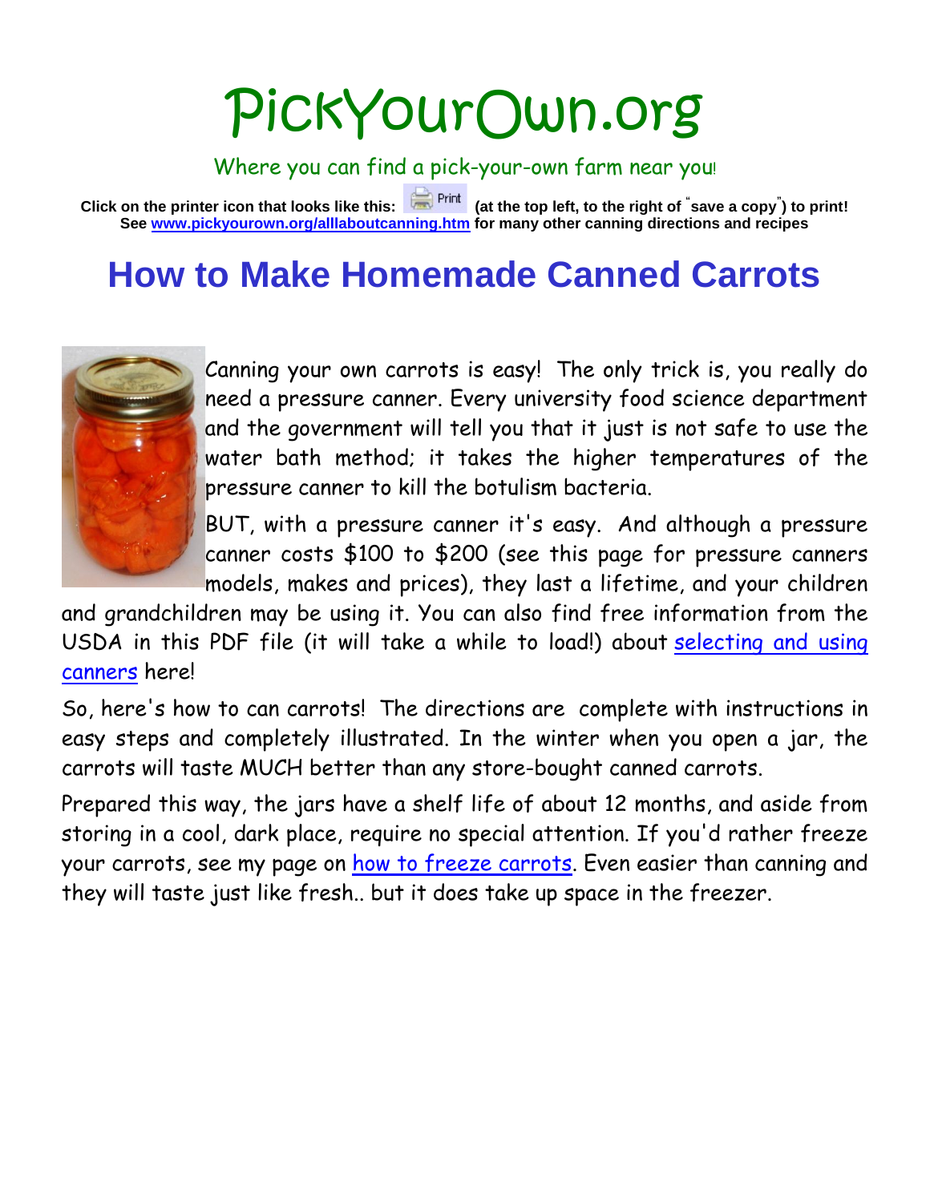# PickYourOwn.org

Where you can find a pick-your-own farm near you!

**Click on the printer icon that looks like this: Print (at the top left, to the right of "save a copy") to print! See [www.pickyourown.org/alllaboutcanning.htm](www.pickyourown.org/alllaboutcanning.htm) for many other canning directions and recipes**

## How to Make Homemade Canned Carrots

Canning your own carrots is easy! The only trick is, you really do need a pressure canner. Every university food science department and the government will tell you that it just is not safe to use the water bath method; it takes the higher temperatures of the pressure canner to kill the botulism bacteria.

BUT, with a pressure canner it's easy. And although a pressure canner costs $100 to $200 (see this page for pressure canners models, makes and prices), they last a lifetime, and your children and grandchildren may be using it. You can also find free information from the USDA in this PDF file (it will take a while to load!) about [selecting and using canners](selecting and using canners) here!

So, here's how to can carrots! The directions are complete with instructions in easy steps and completely illustrated. In the winter when you open a jar, the carrots will taste MUCH better than any store-bought canned carrots.

Prepared this way, the jars have a shelf life of about 12 months, and aside from storing in a cool, dark place, require no special attention. If you'd rather freeze your carrots, see my page on [how to freeze carrots](how to freeze carrots). Even easier than canning and they will taste just like fresh.. but it does take up space in the freezer.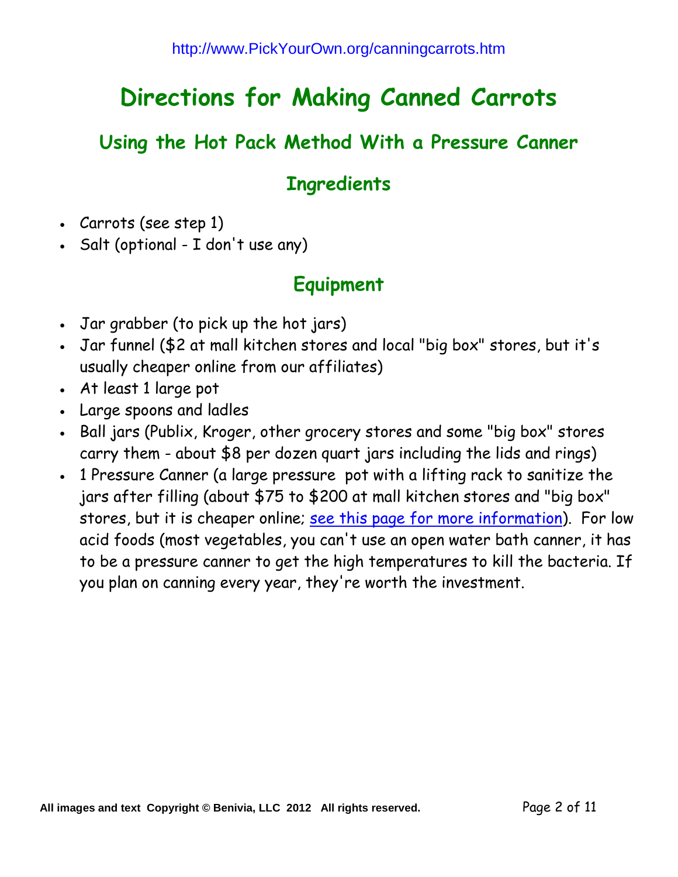# Directions for Making Canned Carrots

## Using the Hot Pack Method With a Pressure Canner

### Ingredients

- Carrots (see step 1)
- Salt (optional - I don't use any)

### Equipment

- Jar grabber (to pick up the hot jars)
- Jar funnel ($2 at mall kitchen stores and local "big box" stores, but it's usually cheaper online from our affiliates)
- At least 1 large pot
- Large spoons and ladles
- Ball jars (Publix, Kroger, other grocery stores and some "big box" stores carry them - about $8 per dozen quart jars including the lids and rings)
- 1 Pressure Canner (a large pressure pot with a lifting rack to sanitize the jars after filling (about $75 to $200 at mall kitchen stores and "big box" stores, but it is cheaper online; see this page for more information). For low acid foods (most vegetables, you can't use an open water bath canner, it has to be a pressure canner to get the high temperatures to kill the bacteria. If you plan on canning every year, they're worth the investment.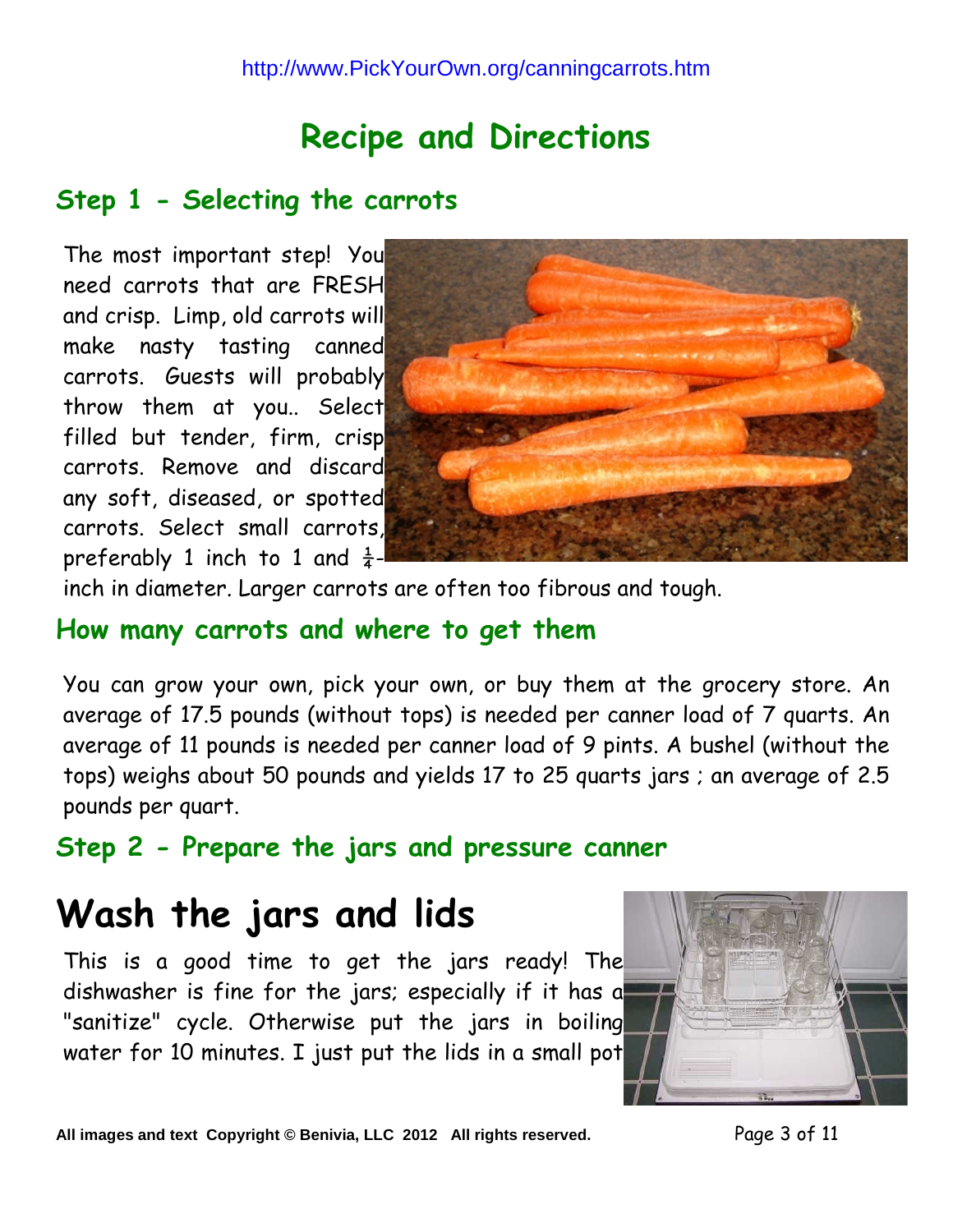## Recipe and Directions

### Step 1 - Selecting the carrots

The most important step! You need carrots that are FRESH and crisp. Limp, old carrots will make nasty tasting canned carrots. Guests will probably throw them at you.. Select filled but tender, firm, crisp carrots. Remove and discard any soft, diseased, or spotted carrots. Select small carrots, preferably 1 inch to 1 and ¼-inch in diameter. Larger carrots are often too fibrous and tough.

### How many carrots and where to get them

You can grow your own, pick your own, or buy them at the grocery store. An average of 17.5 pounds (without tops) is needed per canner load of 7 quarts. An average of 11 pounds is needed per canner load of 9 pints. A bushel (without the tops) weighs about 50 pounds and yields 17 to 25 quarts jars ; an average of 2.5 pounds per quart.

### Step 2 - Prepare the jars and pressure canner

# Wash the jars and lids

This is a good time to get the jars ready! The dishwasher is fine for the jars; especially if it has a "sanitize" cycle. Otherwise put the jars in boiling water for 10 minutes. I just put the lids in a small pot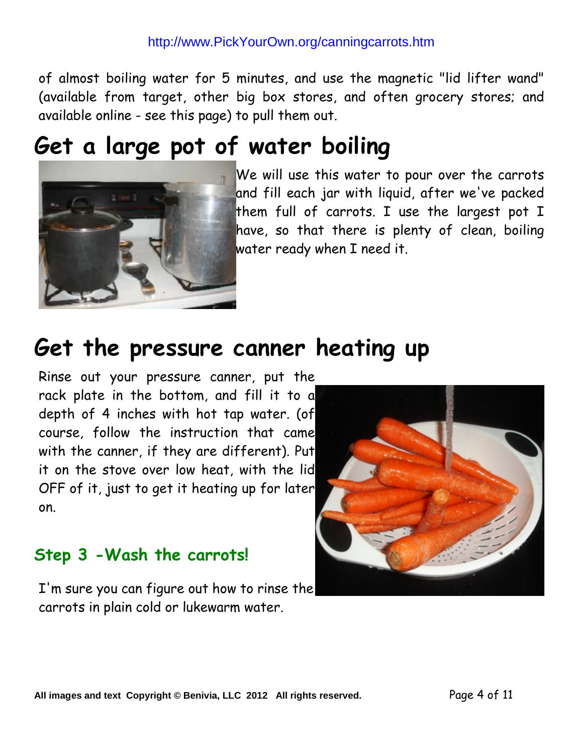of almost boiling water for 5 minutes, and use the magnetic "lid lifter wand" (available from target, other big box stores, and often grocery stores; and available online - see this page) to pull them out.

# Get a large pot of water boiling

We will use this water to pour over the carrots and fill each jar with liquid, after we've packed them full of carrots. I use the largest pot I have, so that there is plenty of clean, boiling water ready when I need it.

# Get the pressure canner heating up

Rinse out your pressure canner, put the rack plate in the bottom, and fill it to a depth of 4 inches with hot tap water. (of course, follow the instruction that came with the canner, if they are different). Put it on the stove over low heat, with the lid OFF of it, just to get it heating up for later on.

## Step 3 -Wash the carrots!

I'm sure you can figure out how to rinse the carrots in plain cold or lukewarm water.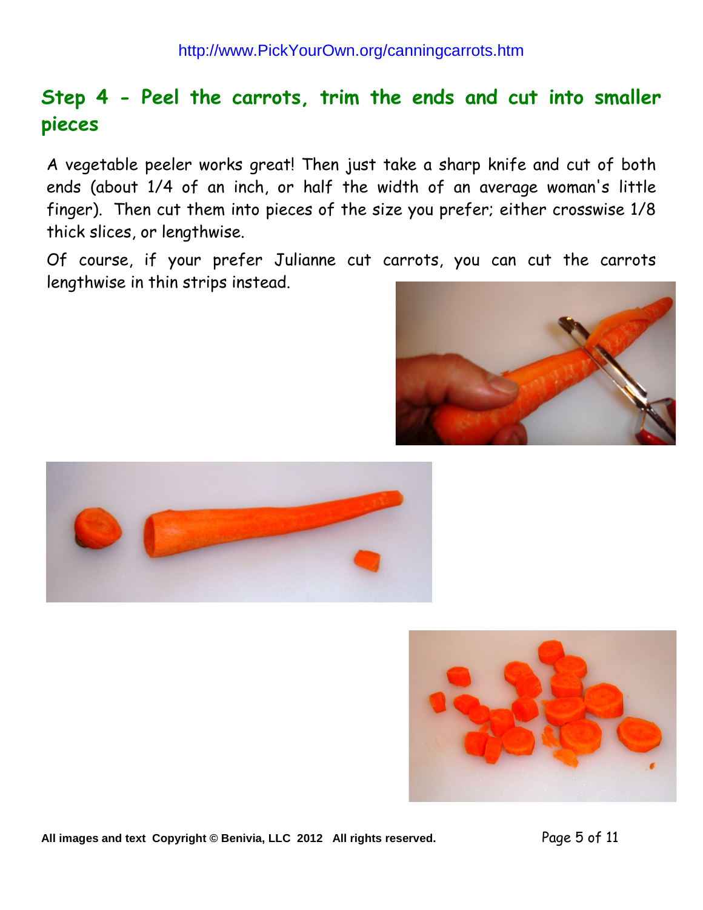## Step 4 - Peel the carrots, trim the ends and cut into smaller pieces

A vegetable peeler works great! Then just take a sharp knife and cut of both ends (about 1/4 of an inch, or half the width of an average woman's little finger). Then cut them into pieces of the size you prefer; either crosswise 1/8 thick slices, or lengthwise.

Of course, if your prefer Julianne cut carrots, you can cut the carrots lengthwise in thin strips instead.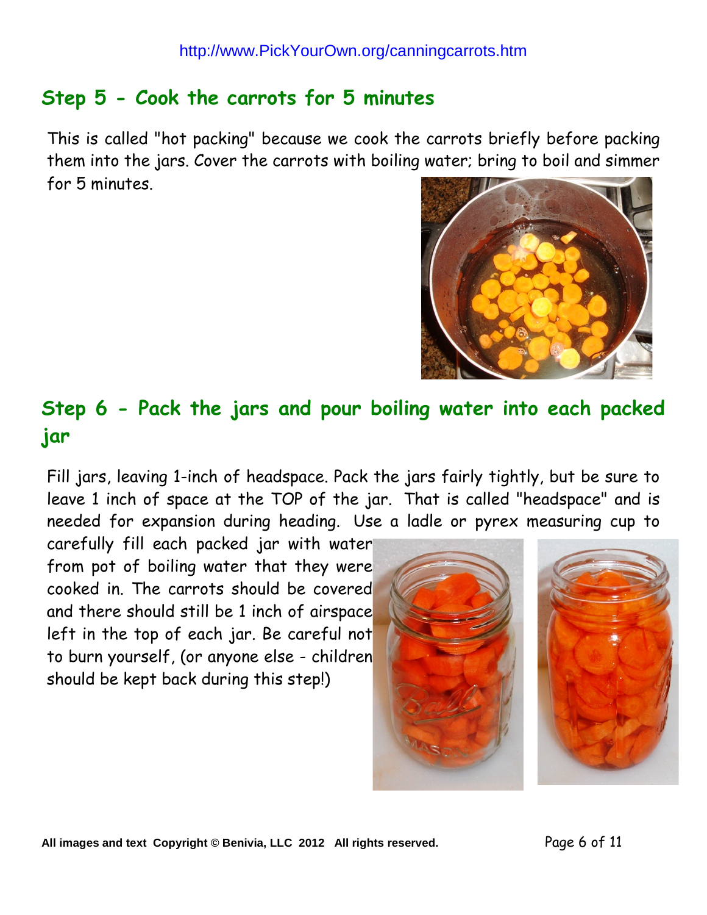## Step 5 - Cook the carrots for 5 minutes

This is called "hot packing" because we cook the carrots briefly before packing them into the jars. Cover the carrots with boiling water; bring to boil and simmer for 5 minutes.

## Step 6 - Pack the jars and pour boiling water into each packed jar

Fill jars, leaving 1-inch of headspace. Pack the jars fairly tightly, but be sure to leave 1 inch of space at the TOP of the jar. That is called "headspace" and is needed for expansion during heading. Use a ladle or pyrex measuring cup to carefully fill each packed jar with water from pot of boiling water that they were cooked in. The carrots should be covered and there should still be 1 inch of airspace left in the top of each jar. Be careful not to burn yourself, (or anyone else - children should be kept back during this step!)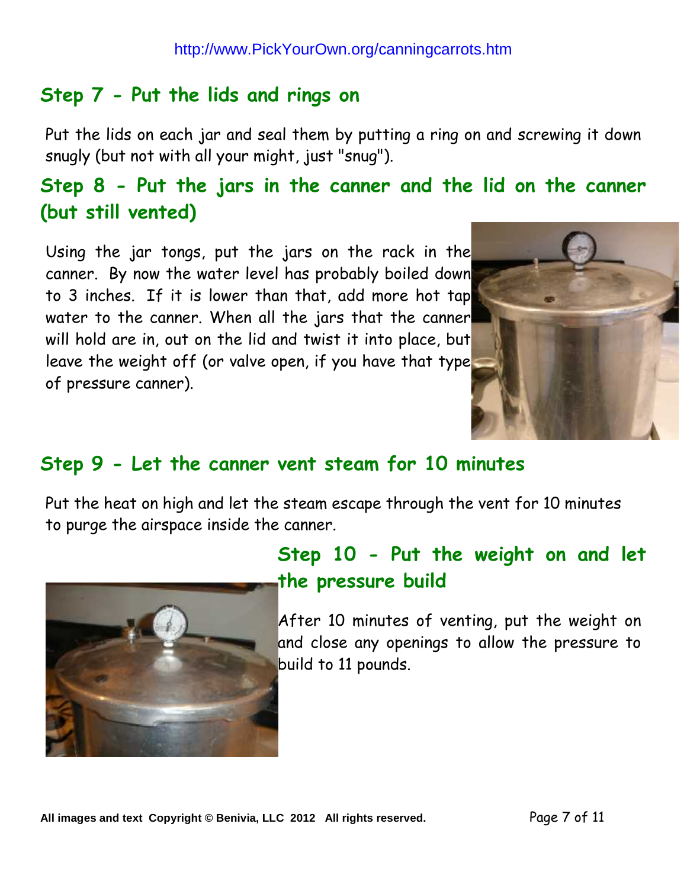## Step 7 - Put the lids and rings on

Put the lids on each jar and seal them by putting a ring on and screwing it down snugly (but not with all your might, just "snug").

## Step 8 - Put the jars in the canner and the lid on the canner (but still vented)

Using the jar tongs, put the jars on the rack in the canner. By now the water level has probably boiled down to 3 inches. If it is lower than that, add more hot tap water to the canner. When all the jars that the canner will hold are in, out on the lid and twist it into place, but leave the weight off (or valve open, if you have that type of pressure canner).

## Step 9 - Let the canner vent steam for 10 minutes

Put the heat on high and let the steam escape through the vent for 10 minutes to purge the airspace inside the canner.

## Step 10 - Put the weight on and let the pressure build

After 10 minutes of venting, put the weight on and close any openings to allow the pressure to build to 11 pounds.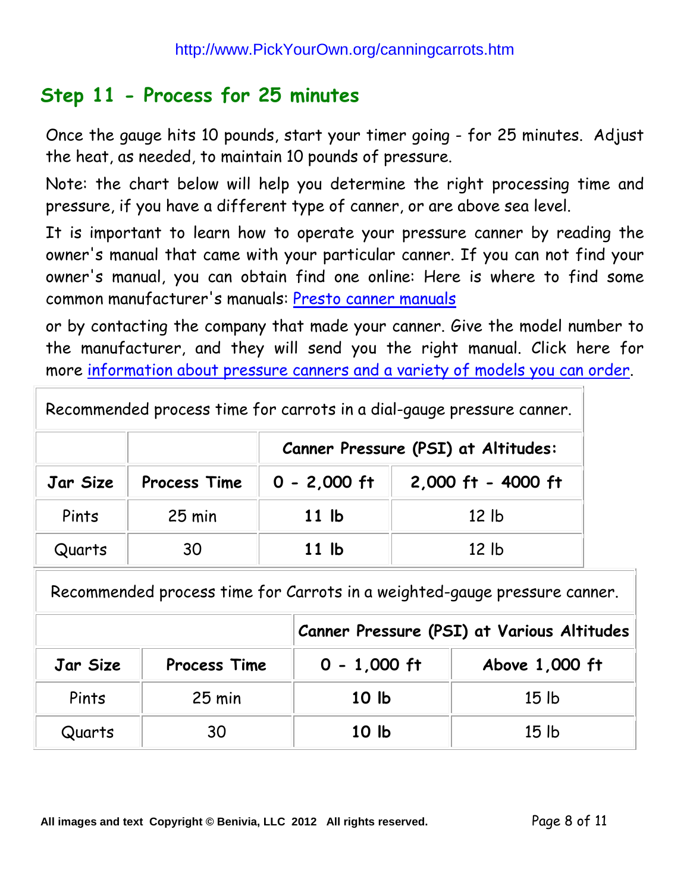http://www.PickYourOwn.org/canningcarrots.htm

## Step 11 - Process for 25 minutes

Once the gauge hits 10 pounds, start your timer going - for 25 minutes. Adjust the heat, as needed, to maintain 10 pounds of pressure.

Note: the chart below will help you determine the right processing time and pressure, if you have a different type of canner, or are above sea level.

It is important to learn how to operate your pressure canner by reading the owner's manual that came with your particular canner. If you can not find your owner's manual, you can obtain find one online: Here is where to find some common manufacturer's manuals: Presto canner manuals

or by contacting the company that made your canner. Give the model number to the manufacturer, and they will send you the right manual. Click here for more information about pressure canners and a variety of models you can order.

| Recommended process time for carrots in a dial-gauge pressure canner. | | | |
|---|---|---|---|
| | | **Canner Pressure (PSI) at Altitudes:** | |
| **Jar Size** | **Process Time** | **0 - 2,000 ft** | **2,000 ft - 4000 ft** |
| Pints | 25 min | **11 lb** | 12 lb |
| Quarts | 30 | **11 lb** | 12 lb |

| Recommended process time for Carrots in a weighted-gauge pressure canner. | | | |
|---|---|---|---|
| | | **Canner Pressure (PSI) at Various Altitudes** | |
| **Jar Size** | **Process Time** | **0 - 1,000 ft** | **Above 1,000 ft** |
| Pints | 25 min | **10 lb** | 15 lb |
| Quarts | 30 | **10 lb** | 15 lb |

**All images and text Copyright © Benivia, LLC 2012 All rights reserved.**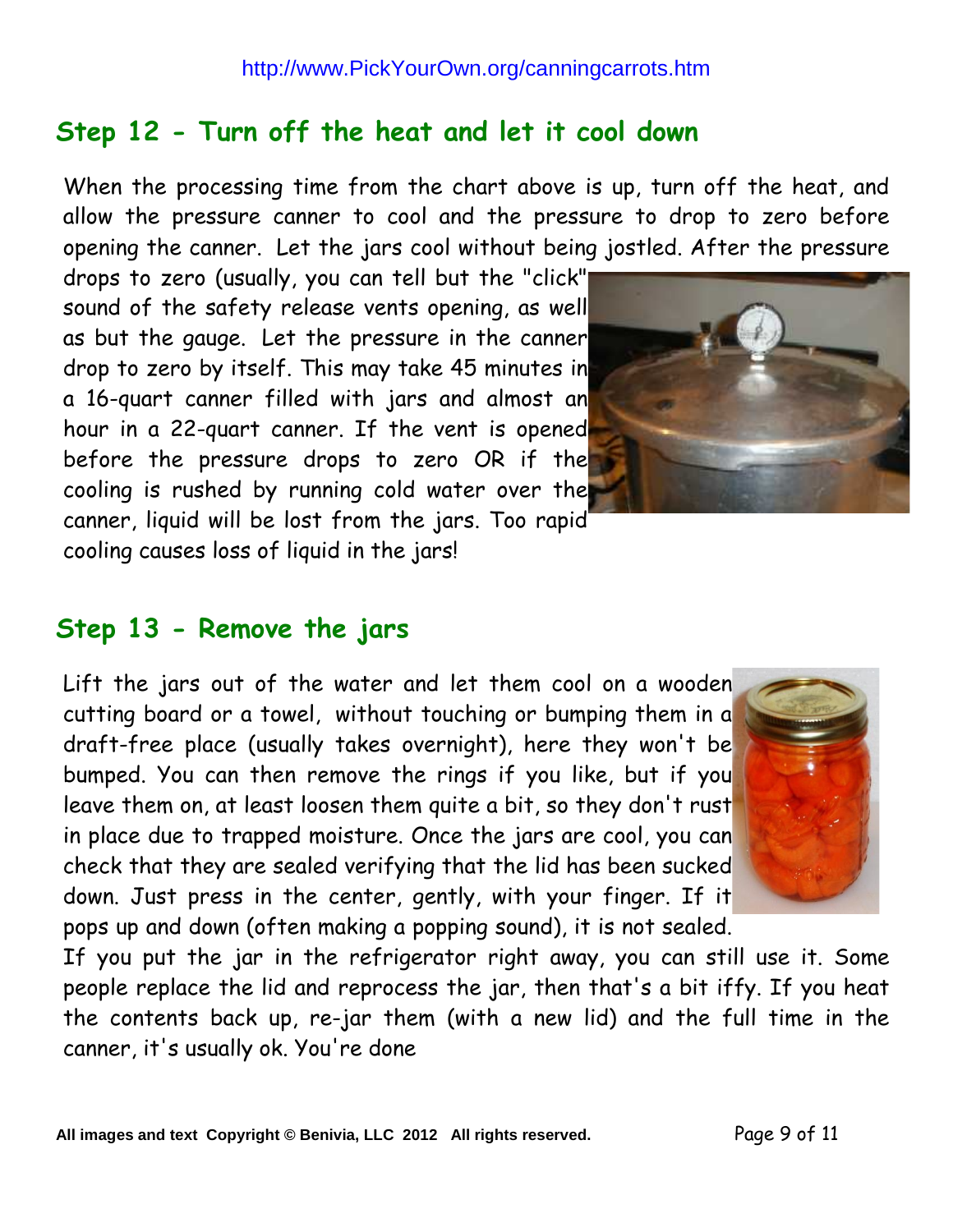## Step 12 - Turn off the heat and let it cool down

When the processing time from the chart above is up, turn off the heat, and allow the pressure canner to cool and the pressure to drop to zero before opening the canner. Let the jars cool without being jostled. After the pressure drops to zero (usually, you can tell but the "click" sound of the safety release vents opening, as well as but the gauge. Let the pressure in the canner drop to zero by itself. This may take 45 minutes in a 16-quart canner filled with jars and almost an hour in a 22-quart canner. If the vent is opened before the pressure drops to zero OR if the cooling is rushed by running cold water over the canner, liquid will be lost from the jars. Too rapid cooling causes loss of liquid in the jars!

## Step 13 - Remove the jars

Lift the jars out of the water and let them cool on a wooden cutting board or a towel, without touching or bumping them in a draft-free place (usually takes overnight), here they won't be bumped. You can then remove the rings if you like, but if you leave them on, at least loosen them quite a bit, so they don't rust in place due to trapped moisture. Once the jars are cool, you can check that they are sealed verifying that the lid has been sucked down. Just press in the center, gently, with your finger. If it pops up and down (often making a popping sound), it is not sealed. If you put the jar in the refrigerator right away, you can still use it. Some people replace the lid and reprocess the jar, then that's a bit iffy. If you heat the contents back up, re-jar them (with a new lid) and the full time in the canner, it's usually ok. You're done

All images and text Copyright © Benivia, LLC 2012 All rights reserved.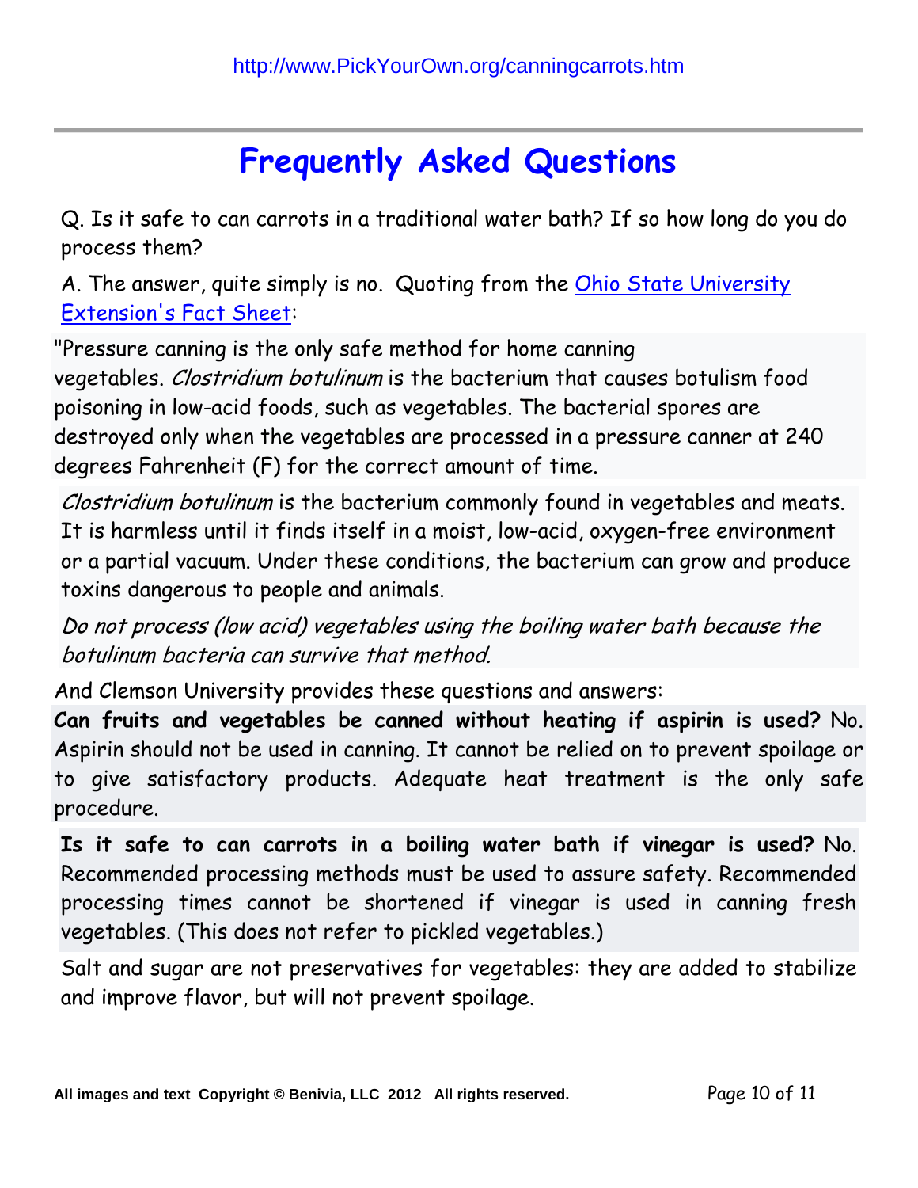# Frequently Asked Questions

Q. Is it safe to can carrots in a traditional water bath? If so how long do you do process them?

A. The answer, quite simply is no. Quoting from the Ohio State University Extension's Fact Sheet:

"Pressure canning is the only safe method for home canning vegetables. *Clostridium botulinum* is the bacterium that causes botulism food poisoning in low-acid foods, such as vegetables. The bacterial spores are destroyed only when the vegetables are processed in a pressure canner at 240 degrees Fahrenheit (F) for the correct amount of time.

*Clostridium botulinum* is the bacterium commonly found in vegetables and meats. It is harmless until it finds itself in a moist, low-acid, oxygen-free environment or a partial vacuum. Under these conditions, the bacterium can grow and produce toxins dangerous to people and animals.

*Do not process (low acid) vegetables using the boiling water bath because the botulinum bacteria can survive that method.*

And Clemson University provides these questions and answers:

**Can fruits and vegetables be canned without heating if aspirin is used?** No. Aspirin should not be used in canning. It cannot be relied on to prevent spoilage or to give satisfactory products. Adequate heat treatment is the only safe procedure.

**Is it safe to can carrots in a boiling water bath if vinegar is used?** No. Recommended processing methods must be used to assure safety. Recommended processing times cannot be shortened if vinegar is used in canning fresh vegetables. (This does not refer to pickled vegetables.)

Salt and sugar are not preservatives for vegetables: they are added to stabilize and improve flavor, but will not prevent spoilage.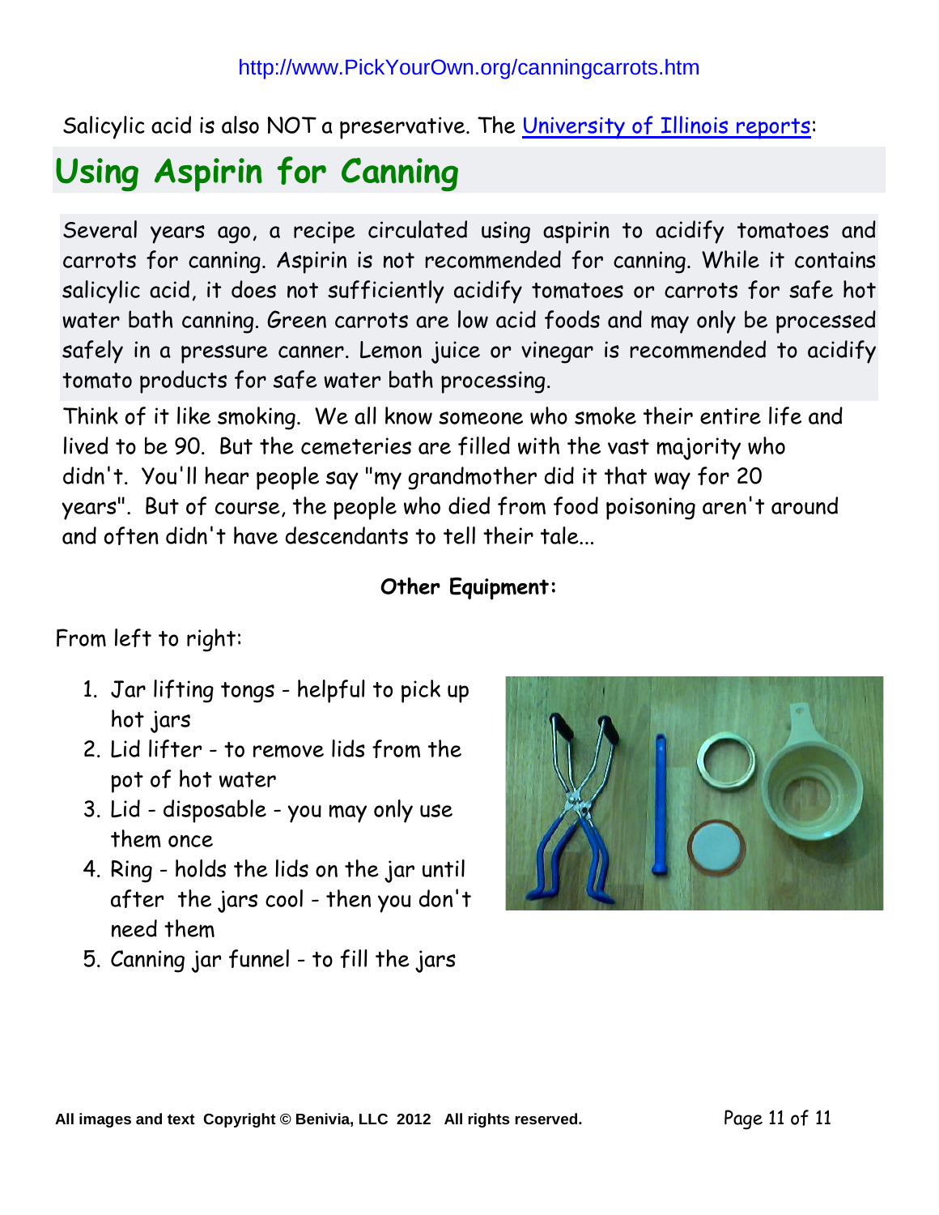Salicylic acid is also NOT a preservative. The University of Illinois reports:

## Using Aspirin for Canning

Several years ago, a recipe circulated using aspirin to acidify tomatoes and carrots for canning. Aspirin is not recommended for canning. While it contains salicylic acid, it does not sufficiently acidify tomatoes or carrots for safe hot water bath canning. Green carrots are low acid foods and may only be processed safely in a pressure canner. Lemon juice or vinegar is recommended to acidify tomato products for safe water bath processing.

Think of it like smoking. We all know someone who smoke their entire life and lived to be 90. But the cemeteries are filled with the vast majority who didn't. You'll hear people say "my grandmother did it that way for 20 years". But of course, the people who died from food poisoning aren't around and often didn't have descendants to tell their tale...

**Other Equipment:**

From left to right:

1. Jar lifting tongs - helpful to pick up hot jars
2. Lid lifter - to remove lids from the pot of hot water
3. Lid - disposable - you may only use them once
4. Ring - holds the lids on the jar until after the jars cool - then you don't need them
5. Canning jar funnel - to fill the jars

All images and text Copyright © Benivia, LLC 2012 All rights reserved.